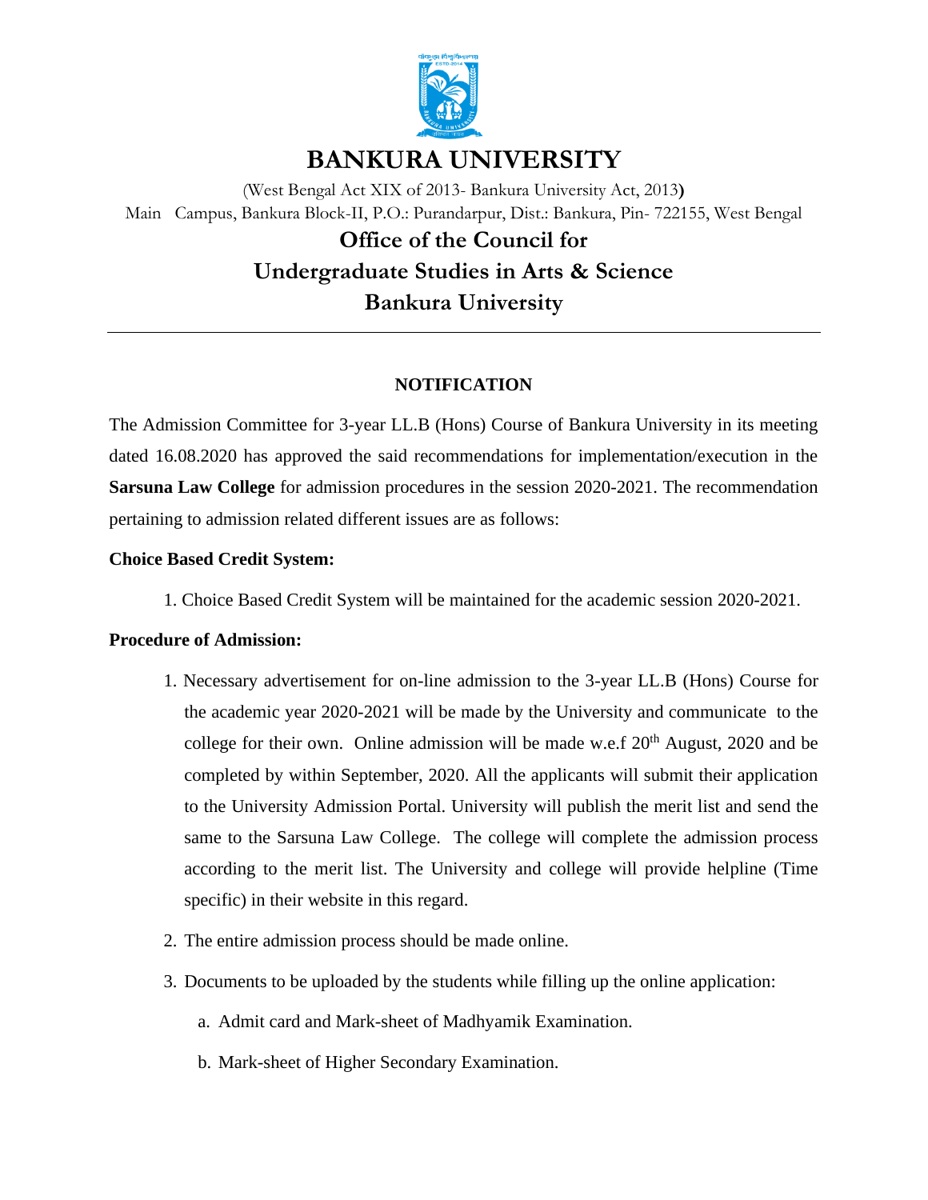# BANKURA UNIVERSITY

(West Bengal Act XIX of 2013- Bankura University Act, 2013)

Main Campus, Bankura Block-II, P.O.: Purandarpur, Dist.: Bankura, Pin- 722155, West Bengal

## Office of the Council for Undergraduate Studies in Arts & Science Bankura University

---

### NOTIFICATION

The Admission Committee for 3-year LL.B (Hons) Course of Bankura University in its meeting dated 16.08.2020 has approved the said recommendations for implementation/execution in the **Sarsuna Law College** for admission procedures in the session 2020-2021. The recommendation pertaining to admission related different issues are as follows:

**Choice Based Credit System:**

1. Choice Based Credit System will be maintained for the academic session 2020-2021.

**Procedure of Admission:**

1. Necessary advertisement for on-line admission to the 3-year LL.B (Hons) Course for the academic year 2020-2021 will be made by the University and communicate to the college for their own. Online admission will be made w.e.f 20th August, 2020 and be completed by within September, 2020. All the applicants will submit their application to the University Admission Portal. University will publish the merit list and send the same to the Sarsuna Law College. The college will complete the admission process according to the merit list. The University and college will provide helpline (Time specific) in their website in this regard.
2. The entire admission process should be made online.
3. Documents to be uploaded by the students while filling up the online application:
   a. Admit card and Mark-sheet of Madhyamik Examination.
   b. Mark-sheet of Higher Secondary Examination.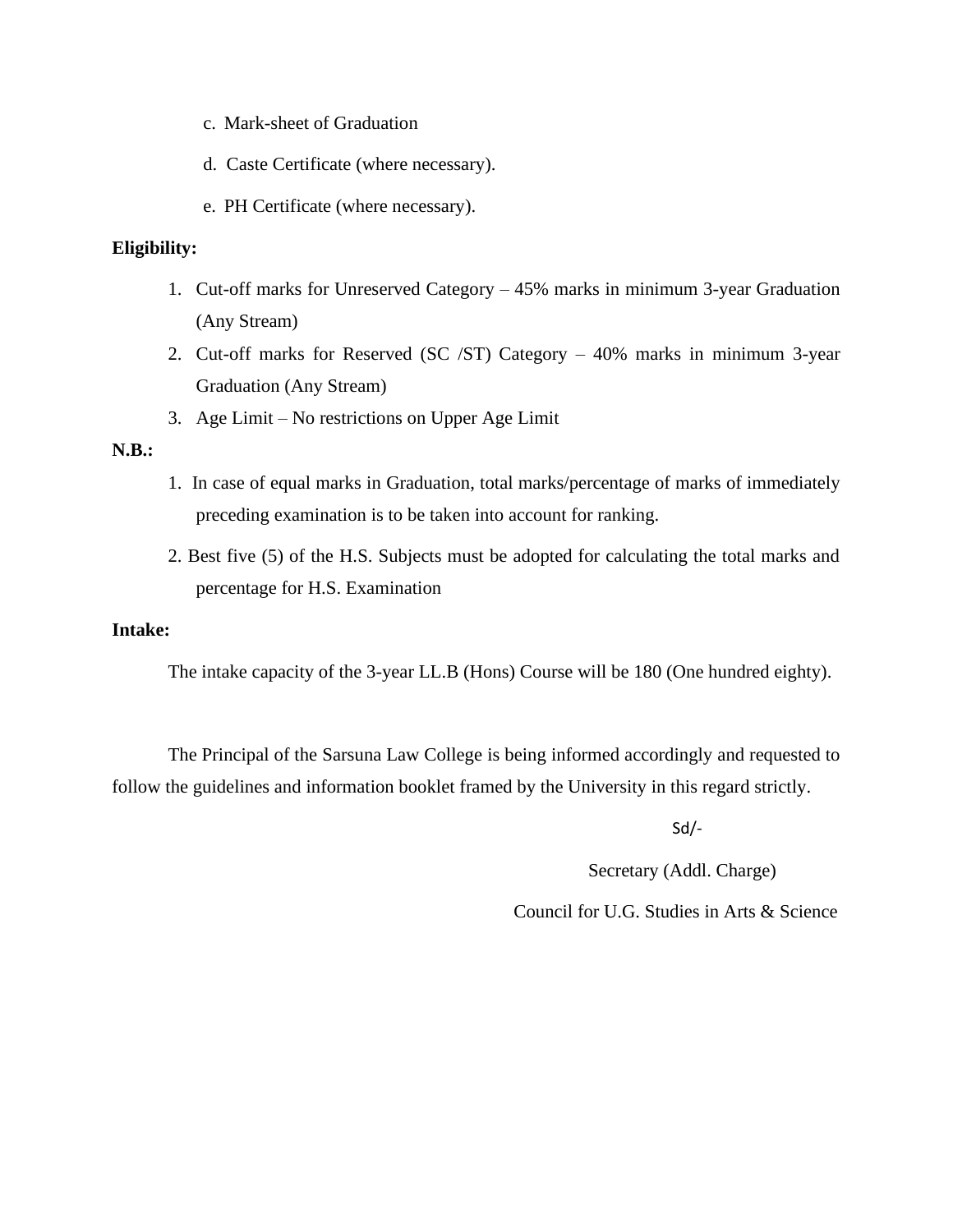c. Mark-sheet of Graduation

d. Caste Certificate (where necessary).

e. PH Certificate (where necessary).

**Eligibility:**

1. Cut-off marks for Unreserved Category – 45% marks in minimum 3-year Graduation (Any Stream)
2. Cut-off marks for Reserved (SC /ST) Category – 40% marks in minimum 3-year Graduation (Any Stream)
3. Age Limit – No restrictions on Upper Age Limit

**N.B.:**

1. In case of equal marks in Graduation, total marks/percentage of marks of immediately preceding examination is to be taken into account for ranking.
2. Best five (5) of the H.S. Subjects must be adopted for calculating the total marks and percentage for H.S. Examination

**Intake:**

The intake capacity of the 3-year LL.B (Hons) Course will be 180 (One hundred eighty).

The Principal of the Sarsuna Law College is being informed accordingly and requested to follow the guidelines and information booklet framed by the University in this regard strictly.

Sd/-

Secretary (Addl. Charge)

Council for U.G. Studies in Arts & Science